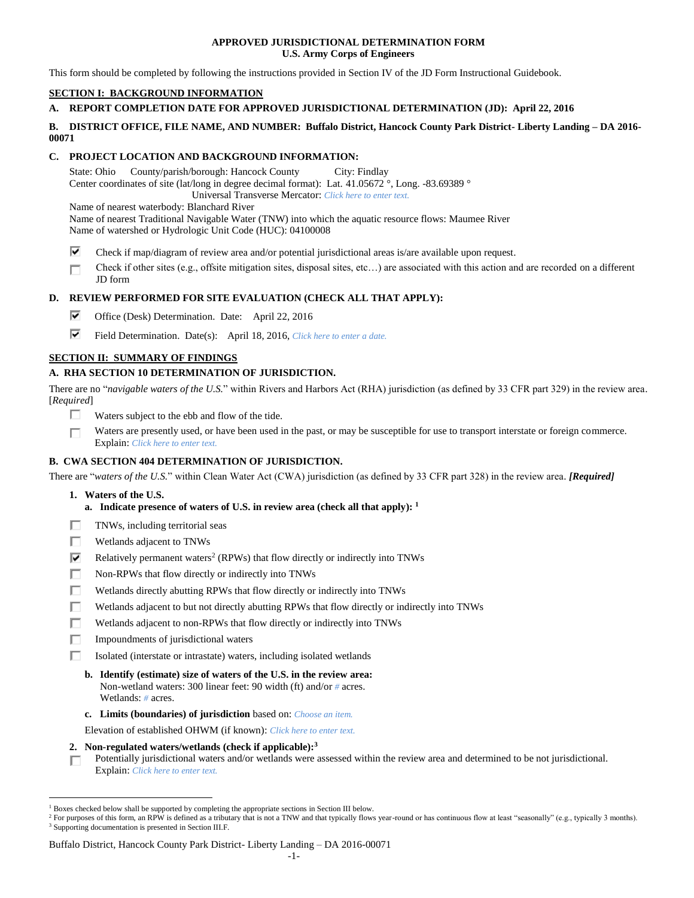**APPROVED JURISDICTIONAL DETERMINATION FORM**
**U.S. Army Corps of Engineers**

This form should be completed by following the instructions provided in Section IV of the JD Form Instructional Guidebook.

## SECTION I: BACKGROUND INFORMATION

**A. REPORT COMPLETION DATE FOR APPROVED JURISDICTIONAL DETERMINATION (JD): April 22, 2016**

**B. DISTRICT OFFICE, FILE NAME, AND NUMBER: Buffalo District, Hancock County Park District- Liberty Landing – DA 2016-00071**

**C. PROJECT LOCATION AND BACKGROUND INFORMATION:**

State: Ohio County/parish/borough: Hancock County City: Findlay
Center coordinates of site (lat/long in degree decimal format): Lat. 41.05672 °, Long. -83.69389 °
Universal Transverse Mercator: *Click here to enter text.*
Name of nearest waterbody: Blanchard River
Name of nearest Traditional Navigable Water (TNW) into which the aquatic resource flows: Maumee River
Name of watershed or Hydrologic Unit Code (HUC): 04100008

- ☑ Check if map/diagram of review area and/or potential jurisdictional areas is/are available upon request.
- ☐ Check if other sites (e.g., offsite mitigation sites, disposal sites, etc…) are associated with this action and are recorded on a different JD form

**D. REVIEW PERFORMED FOR SITE EVALUATION (CHECK ALL THAT APPLY):**

- ☑ Office (Desk) Determination. Date: April 22, 2016
- ☑ Field Determination. Date(s): April 18, 2016, *Click here to enter a date.*

## SECTION II: SUMMARY OF FINDINGS

**A. RHA SECTION 10 DETERMINATION OF JURISDICTION.**

There are no "*navigable waters of the U.S.*" within Rivers and Harbors Act (RHA) jurisdiction (as defined by 33 CFR part 329) in the review area. [*Required*]

- ☐ Waters subject to the ebb and flow of the tide.
- ☐ Waters are presently used, or have been used in the past, or may be susceptible for use to transport interstate or foreign commerce. Explain: *Click here to enter text.*

**B. CWA SECTION 404 DETERMINATION OF JURISDICTION.**

There are "*waters of the U.S.*" within Clean Water Act (CWA) jurisdiction (as defined by 33 CFR part 328) in the review area. ***[Required]***

**1. Waters of the U.S.**

**a. Indicate presence of waters of U.S. in review area (check all that apply):** [1]

- ☐ TNWs, including territorial seas
- ☐ Wetlands adjacent to TNWs
- ☑ Relatively permanent waters[2] (RPWs) that flow directly or indirectly into TNWs
- ☐ Non-RPWs that flow directly or indirectly into TNWs
- ☐ Wetlands directly abutting RPWs that flow directly or indirectly into TNWs
- ☐ Wetlands adjacent to but not directly abutting RPWs that flow directly or indirectly into TNWs
- ☐ Wetlands adjacent to non-RPWs that flow directly or indirectly into TNWs
- ☐ Impoundments of jurisdictional waters
- ☐ Isolated (interstate or intrastate) waters, including isolated wetlands

**b. Identify (estimate) size of waters of the U.S. in the review area:**
Non-wetland waters: 300 linear feet: 90 width (ft) and/or *#* acres.
Wetlands: *#* acres.

**c. Limits (boundaries) of jurisdiction** based on: *Choose an item.*

Elevation of established OHWM (if known): *Click here to enter text.*

**2. Non-regulated waters/wetlands (check if applicable):**[3]

- ☐ Potentially jurisdictional waters and/or wetlands were assessed within the review area and determined to be not jurisdictional. Explain: *Click here to enter text.*

---

[1] Boxes checked below shall be supported by completing the appropriate sections in Section III below.
[2] For purposes of this form, an RPW is defined as a tributary that is not a TNW and that typically flows year-round or has continuous flow at least "seasonally" (e.g., typically 3 months).
[3] Supporting documentation is presented in Section III.F.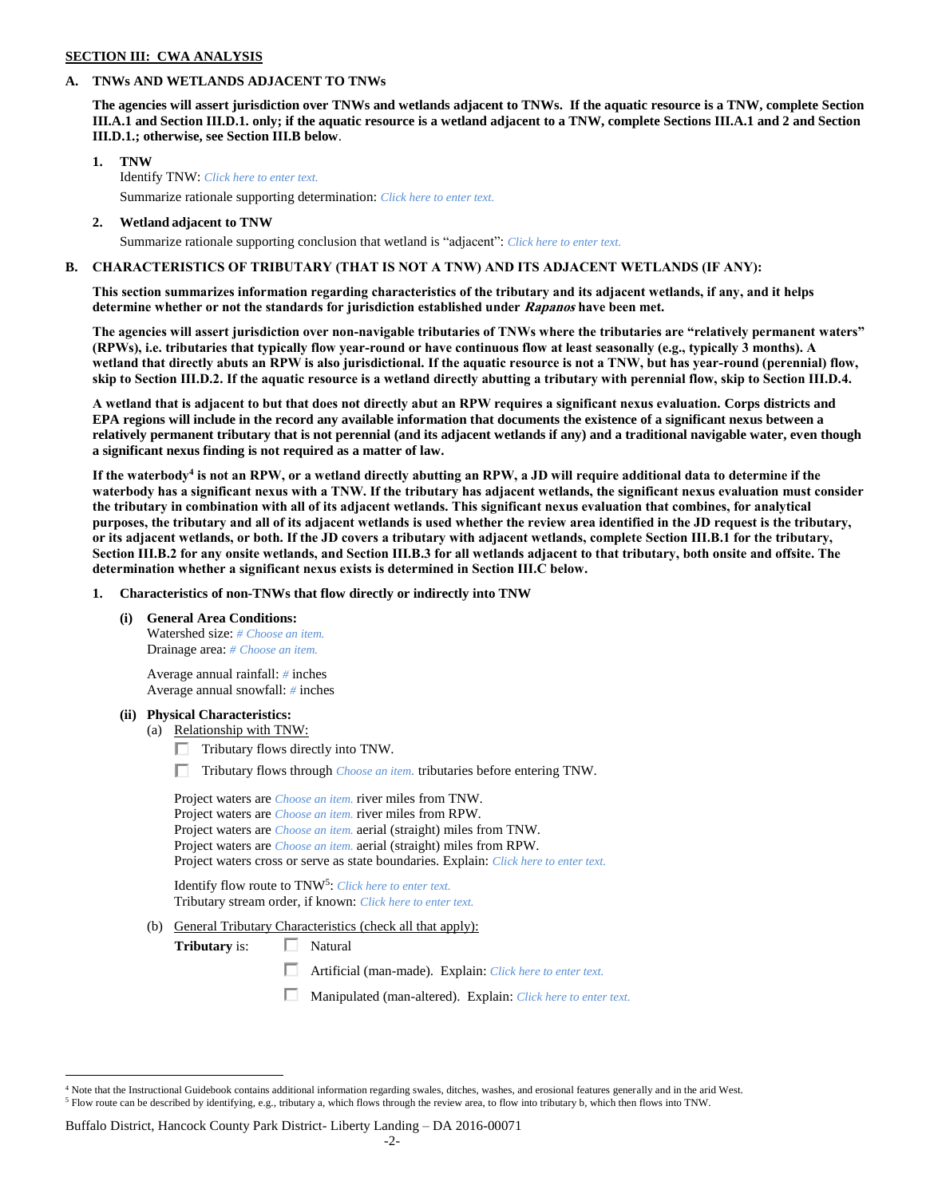**SECTION III: CWA ANALYSIS**

**A. TNWs AND WETLANDS ADJACENT TO TNWs**

**The agencies will assert jurisdiction over TNWs and wetlands adjacent to TNWs. If the aquatic resource is a TNW, complete Section III.A.1 and Section III.D.1. only; if the aquatic resource is a wetland adjacent to a TNW, complete Sections III.A.1 and 2 and Section III.D.1.; otherwise, see Section III.B below**.

**1. TNW**

Identify TNW: *Click here to enter text.*

Summarize rationale supporting determination: *Click here to enter text.*

**2. Wetland adjacent to TNW**

Summarize rationale supporting conclusion that wetland is "adjacent": *Click here to enter text.*

**B. CHARACTERISTICS OF TRIBUTARY (THAT IS NOT A TNW) AND ITS ADJACENT WETLANDS (IF ANY):**

**This section summarizes information regarding characteristics of the tributary and its adjacent wetlands, if any, and it helps determine whether or not the standards for jurisdiction established under *Rapanos* have been met.**

**The agencies will assert jurisdiction over non-navigable tributaries of TNWs where the tributaries are "relatively permanent waters" (RPWs), i.e. tributaries that typically flow year-round or have continuous flow at least seasonally (e.g., typically 3 months). A wetland that directly abuts an RPW is also jurisdictional. If the aquatic resource is not a TNW, but has year-round (perennial) flow, skip to Section III.D.2. If the aquatic resource is a wetland directly abutting a tributary with perennial flow, skip to Section III.D.4.**

**A wetland that is adjacent to but that does not directly abut an RPW requires a significant nexus evaluation. Corps districts and EPA regions will include in the record any available information that documents the existence of a significant nexus between a relatively permanent tributary that is not perennial (and its adjacent wetlands if any) and a traditional navigable water, even though a significant nexus finding is not required as a matter of law.**

**If the waterbody[4] is not an RPW, or a wetland directly abutting an RPW, a JD will require additional data to determine if the waterbody has a significant nexus with a TNW. If the tributary has adjacent wetlands, the significant nexus evaluation must consider the tributary in combination with all of its adjacent wetlands. This significant nexus evaluation that combines, for analytical purposes, the tributary and all of its adjacent wetlands is used whether the review area identified in the JD request is the tributary, or its adjacent wetlands, or both. If the JD covers a tributary with adjacent wetlands, complete Section III.B.1 for the tributary, Section III.B.2 for any onsite wetlands, and Section III.B.3 for all wetlands adjacent to that tributary, both onsite and offsite. The determination whether a significant nexus exists is determined in Section III.C below.**

**1. Characteristics of non-TNWs that flow directly or indirectly into TNW**

**(i) General Area Conditions:**

Watershed size: *# Choose an item.*
Drainage area: *# Choose an item.*

Average annual rainfall: *#* inches
Average annual snowfall: *#* inches

**(ii) Physical Characteristics:**

(a) Relationship with TNW:

☐ Tributary flows directly into TNW.

☐ Tributary flows through *Choose an item.* tributaries before entering TNW.

Project waters are *Choose an item.* river miles from TNW.
Project waters are *Choose an item.* river miles from RPW.
Project waters are *Choose an item.* aerial (straight) miles from TNW.
Project waters are *Choose an item.* aerial (straight) miles from RPW.
Project waters cross or serve as state boundaries. Explain: *Click here to enter text.*

Identify flow route to TNW[5]: *Click here to enter text.*
Tributary stream order, if known: *Click here to enter text.*

(b) General Tributary Characteristics (check all that apply):

**Tributary** is: ☐ Natural

☐ Artificial (man-made). Explain: *Click here to enter text.*

☐ Manipulated (man-altered). Explain: *Click here to enter text.*

---

[4] Note that the Instructional Guidebook contains additional information regarding swales, ditches, washes, and erosional features generally and in the arid West.

[5] Flow route can be described by identifying, e.g., tributary a, which flows through the review area, to flow into tributary b, which then flows into TNW.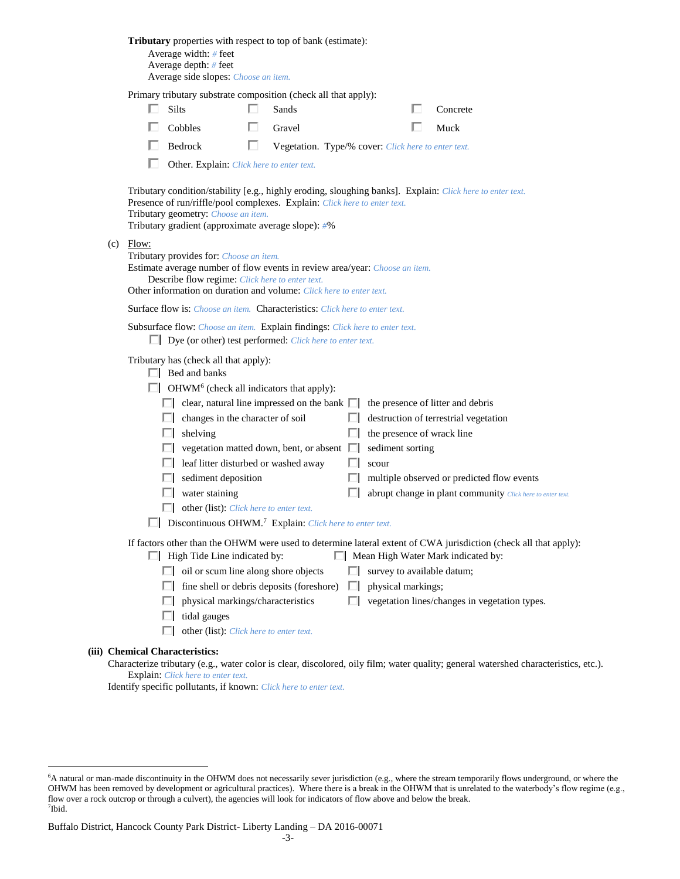**Tributary** properties with respect to top of bank (estimate):

Average width: # feet
Average depth: # feet
Average side slopes: Choose an item.

Primary tributary substrate composition (check all that apply):

- ☐ Silts
- ☐ Sands
- ☐ Concrete
- ☐ Cobbles
- ☐ Gravel
- ☐ Muck
- ☐ Bedrock
- ☐ Vegetation. Type/% cover: Click here to enter text.
- ☐ Other. Explain: Click here to enter text.

Tributary condition/stability [e.g., highly eroding, sloughing banks]. Explain: Click here to enter text.
Presence of run/riffle/pool complexes. Explain: Click here to enter text.
Tributary geometry: Choose an item.
Tributary gradient (approximate average slope): #%

(c) Flow:

Tributary provides for: Choose an item.
Estimate average number of flow events in review area/year: Choose an item.
Describe flow regime: Click here to enter text.
Other information on duration and volume: Click here to enter text.

Surface flow is: Choose an item. Characteristics: Click here to enter text.

Subsurface flow: Choose an item. Explain findings: Click here to enter text.

- ☐ Dye (or other) test performed: Click here to enter text.

Tributary has (check all that apply):

- ☐ Bed and banks
- ☐ OHWM[6] (check all indicators that apply):
  - ☐ clear, natural line impressed on the bank
  - ☐ the presence of litter and debris
  - ☐ changes in the character of soil
  - ☐ destruction of terrestrial vegetation
  - ☐ shelving
  - ☐ the presence of wrack line
  - ☐ vegetation matted down, bent, or absent
  - ☐ sediment sorting
  - ☐ leaf litter disturbed or washed away
  - ☐ scour
  - ☐ sediment deposition
  - ☐ multiple observed or predicted flow events
  - ☐ water staining
  - ☐ abrupt change in plant community Click here to enter text.
  - ☐ other (list): Click here to enter text.
- ☐ Discontinuous OHWM.[7] Explain: Click here to enter text.

If factors other than the OHWM were used to determine lateral extent of CWA jurisdiction (check all that apply):

- ☐ High Tide Line indicated by:
  - ☐ oil or scum line along shore objects
  - ☐ fine shell or debris deposits (foreshore)
  - ☐ physical markings/characteristics
  - ☐ tidal gauges
  - ☐ other (list): Click here to enter text.
- ☐ Mean High Water Mark indicated by:
  - ☐ survey to available datum;
  - ☐ physical markings;
  - ☐ vegetation lines/changes in vegetation types.

**(iii) Chemical Characteristics:**

Characterize tributary (e.g., water color is clear, discolored, oily film; water quality; general watershed characteristics, etc.).
Explain: Click here to enter text.
Identify specific pollutants, if known: Click here to enter text.

---

[6]A natural or man-made discontinuity in the OHWM does not necessarily sever jurisdiction (e.g., where the stream temporarily flows underground, or where the OHWM has been removed by development or agricultural practices). Where there is a break in the OHWM that is unrelated to the waterbody's flow regime (e.g., flow over a rock outcrop or through a culvert), the agencies will look for indicators of flow above and below the break.
[7]Ibid.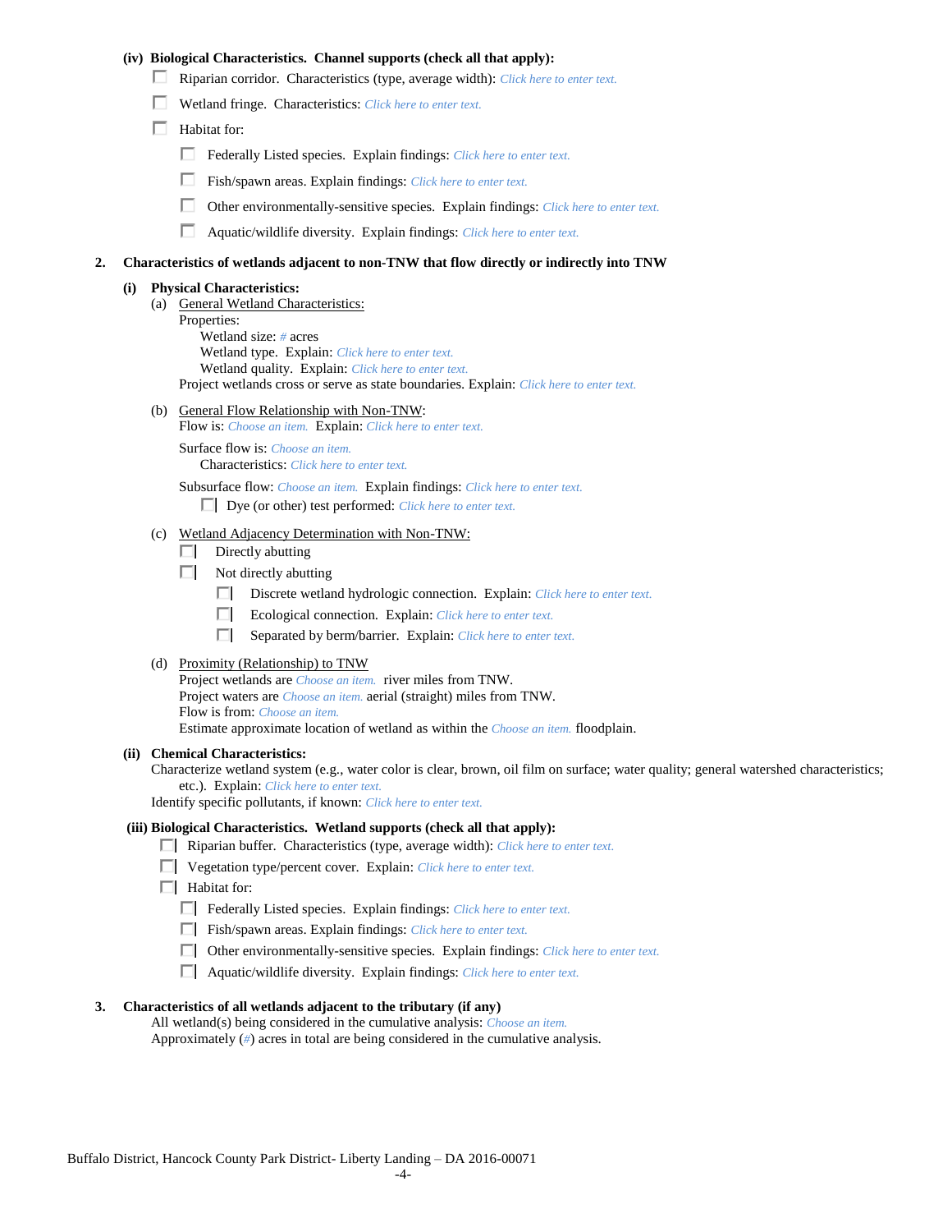**(iv) Biological Characteristics. Channel supports (check all that apply):**

- ☐ Riparian corridor. Characteristics (type, average width): *Click here to enter text.*
- ☐ Wetland fringe. Characteristics: *Click here to enter text.*
- ☐ Habitat for:
  - ☐ Federally Listed species. Explain findings: *Click here to enter text.*
  - ☐ Fish/spawn areas. Explain findings: *Click here to enter text.*
  - ☐ Other environmentally-sensitive species. Explain findings: *Click here to enter text.*
  - ☐ Aquatic/wildlife diversity. Explain findings: *Click here to enter text.*

**2. Characteristics of wetlands adjacent to non-TNW that flow directly or indirectly into TNW**

**(i) Physical Characteristics:**

(a) General Wetland Characteristics:
Properties:
Wetland size: *#* acres
Wetland type. Explain: *Click here to enter text.*
Wetland quality. Explain: *Click here to enter text.*
Project wetlands cross or serve as state boundaries. Explain: *Click here to enter text.*

(b) General Flow Relationship with Non-TNW:
Flow is: *Choose an item.* Explain: *Click here to enter text.*

Surface flow is: *Choose an item.*
Characteristics: *Click here to enter text.*

Subsurface flow: *Choose an item.* Explain findings: *Click here to enter text.*
☐ Dye (or other) test performed: *Click here to enter text.*

(c) Wetland Adjacency Determination with Non-TNW:
- ☐ Directly abutting
- ☐ Not directly abutting
  - ☐ Discrete wetland hydrologic connection. Explain: *Click here to enter text.*
  - ☐ Ecological connection. Explain: *Click here to enter text.*
  - ☐ Separated by berm/barrier. Explain: *Click here to enter text.*

(d) Proximity (Relationship) to TNW
Project wetlands are *Choose an item.* river miles from TNW.
Project waters are *Choose an item.* aerial (straight) miles from TNW.
Flow is from: *Choose an item.*
Estimate approximate location of wetland as within the *Choose an item.* floodplain.

**(ii) Chemical Characteristics:**
Characterize wetland system (e.g., water color is clear, brown, oil film on surface; water quality; general watershed characteristics; etc.). Explain: *Click here to enter text.*
Identify specific pollutants, if known: *Click here to enter text.*

**(iii) Biological Characteristics. Wetland supports (check all that apply):**

- ☐ Riparian buffer. Characteristics (type, average width): *Click here to enter text.*
- ☐ Vegetation type/percent cover. Explain: *Click here to enter text.*
- ☐ Habitat for:
  - ☐ Federally Listed species. Explain findings: *Click here to enter text.*
  - ☐ Fish/spawn areas. Explain findings: *Click here to enter text.*
  - ☐ Other environmentally-sensitive species. Explain findings: *Click here to enter text.*
  - ☐ Aquatic/wildlife diversity. Explain findings: *Click here to enter text.*

**3. Characteristics of all wetlands adjacent to the tributary (if any)**

All wetland(s) being considered in the cumulative analysis: *Choose an item.*
Approximately (*#*) acres in total are being considered in the cumulative analysis.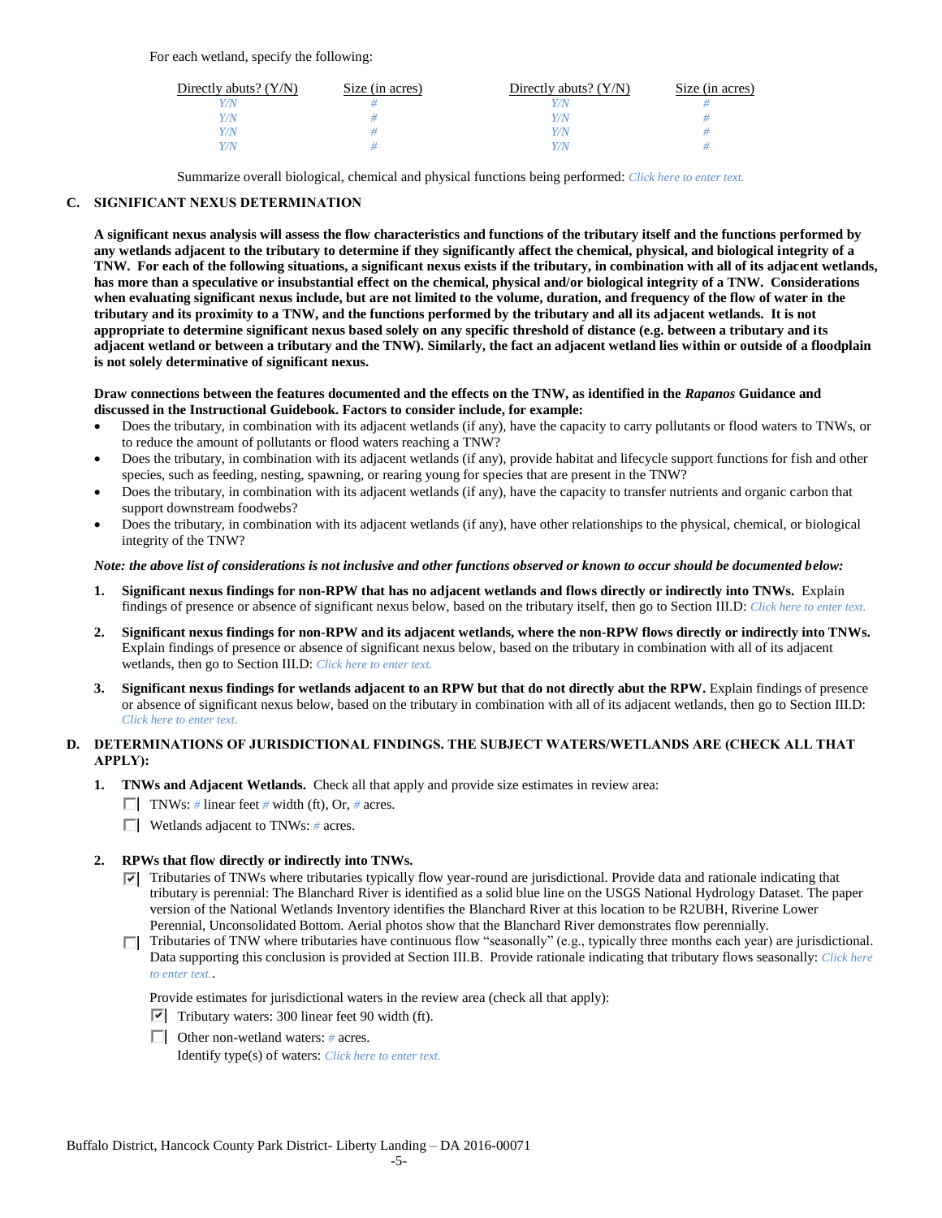For each wetland, specify the following:

| Directly abuts? (Y/N) | Size (in acres) | Directly abuts? (Y/N) | Size (in acres) |
|---|---|---|---|
| Y/N | # | Y/N | # |
| Y/N | # | Y/N | # |
| Y/N | # | Y/N | # |
| Y/N | # | Y/N | # |

Summarize overall biological, chemical and physical functions being performed: *Click here to enter text.*

## C. SIGNIFICANT NEXUS DETERMINATION

**A significant nexus analysis will assess the flow characteristics and functions of the tributary itself and the functions performed by any wetlands adjacent to the tributary to determine if they significantly affect the chemical, physical, and biological integrity of a TNW. For each of the following situations, a significant nexus exists if the tributary, in combination with all of its adjacent wetlands, has more than a speculative or insubstantial effect on the chemical, physical and/or biological integrity of a TNW. Considerations when evaluating significant nexus include, but are not limited to the volume, duration, and frequency of the flow of water in the tributary and its proximity to a TNW, and the functions performed by the tributary and all its adjacent wetlands. It is not appropriate to determine significant nexus based solely on any specific threshold of distance (e.g. between a tributary and its adjacent wetland or between a tributary and the TNW). Similarly, the fact an adjacent wetland lies within or outside of a floodplain is not solely determinative of significant nexus.**

**Draw connections between the features documented and the effects on the TNW, as identified in the *Rapanos* Guidance and discussed in the Instructional Guidebook. Factors to consider include, for example:**

- Does the tributary, in combination with its adjacent wetlands (if any), have the capacity to carry pollutants or flood waters to TNWs, or to reduce the amount of pollutants or flood waters reaching a TNW?
- Does the tributary, in combination with its adjacent wetlands (if any), provide habitat and lifecycle support functions for fish and other species, such as feeding, nesting, spawning, or rearing young for species that are present in the TNW?
- Does the tributary, in combination with its adjacent wetlands (if any), have the capacity to transfer nutrients and organic carbon that support downstream foodwebs?
- Does the tributary, in combination with its adjacent wetlands (if any), have other relationships to the physical, chemical, or biological integrity of the TNW?

***Note: the above list of considerations is not inclusive and other functions observed or known to occur should be documented below:***

1. **Significant nexus findings for non-RPW that has no adjacent wetlands and flows directly or indirectly into TNWs.** Explain findings of presence or absence of significant nexus below, based on the tributary itself, then go to Section III.D: *Click here to enter text.*

2. **Significant nexus findings for non-RPW and its adjacent wetlands, where the non-RPW flows directly or indirectly into TNWs.** Explain findings of presence or absence of significant nexus below, based on the tributary in combination with all of its adjacent wetlands, then go to Section III.D: *Click here to enter text.*

3. **Significant nexus findings for wetlands adjacent to an RPW but that do not directly abut the RPW.** Explain findings of presence or absence of significant nexus below, based on the tributary in combination with all of its adjacent wetlands, then go to Section III.D: *Click here to enter text.*

## D. DETERMINATIONS OF JURISDICTIONAL FINDINGS. THE SUBJECT WATERS/WETLANDS ARE (CHECK ALL THAT APPLY):

1. **TNWs and Adjacent Wetlands.** Check all that apply and provide size estimates in review area:
   - ☐ TNWs: # linear feet # width (ft), Or, # acres.
   - ☐ Wetlands adjacent to TNWs: # acres.

2. **RPWs that flow directly or indirectly into TNWs.**
   - ☑ Tributaries of TNWs where tributaries typically flow year-round are jurisdictional. Provide data and rationale indicating that tributary is perennial: The Blanchard River is identified as a solid blue line on the USGS National Hydrology Dataset. The paper version of the National Wetlands Inventory identifies the Blanchard River at this location to be R2UBH, Riverine Lower Perennial, Unconsolidated Bottom. Aerial photos show that the Blanchard River demonstrates flow perennially.
   - ☐ Tributaries of TNW where tributaries have continuous flow "seasonally" (e.g., typically three months each year) are jurisdictional. Data supporting this conclusion is provided at Section III.B. Provide rationale indicating that tributary flows seasonally: *Click here to enter text.*.

   Provide estimates for jurisdictional waters in the review area (check all that apply):
   - ☑ Tributary waters: 300 linear feet 90 width (ft).
   - ☐ Other non-wetland waters: # acres.
     Identify type(s) of waters: *Click here to enter text.*

Buffalo District, Hancock County Park District- Liberty Landing – DA 2016-00071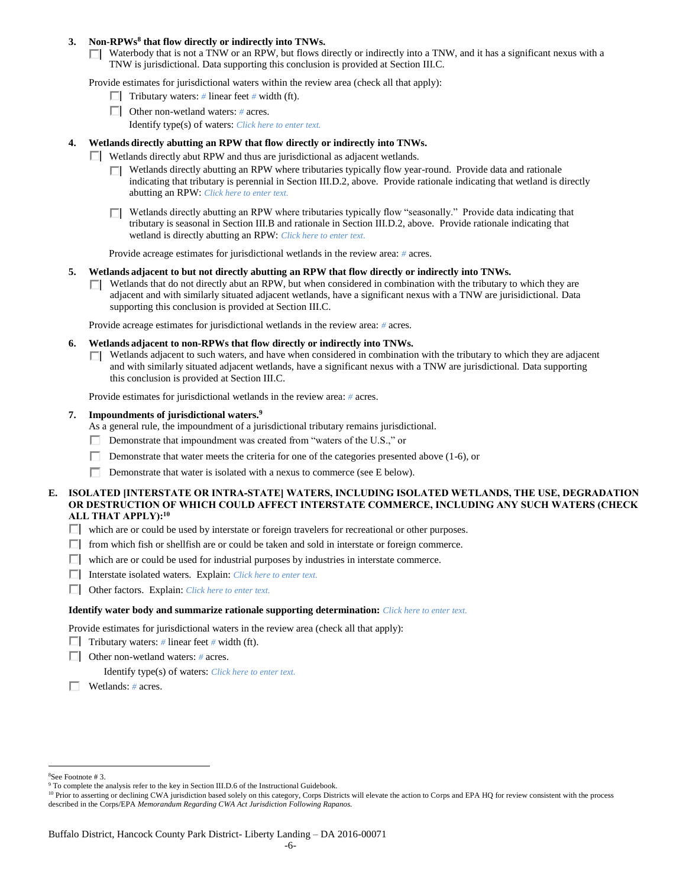**3. Non-RPWs[8] that flow directly or indirectly into TNWs.**

☐ Waterbody that is not a TNW or an RPW, but flows directly or indirectly into a TNW, and it has a significant nexus with a TNW is jurisdictional. Data supporting this conclusion is provided at Section III.C.

Provide estimates for jurisdictional waters within the review area (check all that apply):

- ☐ Tributary waters: # linear feet # width (ft).
- ☐ Other non-wetland waters: # acres.
  Identify type(s) of waters: *Click here to enter text.*

**4. Wetlands directly abutting an RPW that flow directly or indirectly into TNWs.**

☐ Wetlands directly abut RPW and thus are jurisdictional as adjacent wetlands.

- ☐ Wetlands directly abutting an RPW where tributaries typically flow year-round. Provide data and rationale indicating that tributary is perennial in Section III.D.2, above. Provide rationale indicating that wetland is directly abutting an RPW: *Click here to enter text.*
- ☐ Wetlands directly abutting an RPW where tributaries typically flow "seasonally." Provide data indicating that tributary is seasonal in Section III.B and rationale in Section III.D.2, above. Provide rationale indicating that wetland is directly abutting an RPW: *Click here to enter text.*

Provide acreage estimates for jurisdictional wetlands in the review area: # acres.

**5. Wetlands adjacent to but not directly abutting an RPW that flow directly or indirectly into TNWs.**

☐ Wetlands that do not directly abut an RPW, but when considered in combination with the tributary to which they are adjacent and with similarly situated adjacent wetlands, have a significant nexus with a TNW are jurisidictional. Data supporting this conclusion is provided at Section III.C.

Provide acreage estimates for jurisdictional wetlands in the review area: # acres.

**6. Wetlands adjacent to non-RPWs that flow directly or indirectly into TNWs.**

☐ Wetlands adjacent to such waters, and have when considered in combination with the tributary to which they are adjacent and with similarly situated adjacent wetlands, have a significant nexus with a TNW are jurisdictional. Data supporting this conclusion is provided at Section III.C.

Provide estimates for jurisdictional wetlands in the review area: # acres.

**7. Impoundments of jurisdictional waters.[9]**

As a general rule, the impoundment of a jurisdictional tributary remains jurisdictional.

- ☐ Demonstrate that impoundment was created from "waters of the U.S.," or
- ☐ Demonstrate that water meets the criteria for one of the categories presented above (1-6), or
- ☐ Demonstrate that water is isolated with a nexus to commerce (see E below).

**E. ISOLATED [INTERSTATE OR INTRA-STATE] WATERS, INCLUDING ISOLATED WETLANDS, THE USE, DEGRADATION OR DESTRUCTION OF WHICH COULD AFFECT INTERSTATE COMMERCE, INCLUDING ANY SUCH WATERS (CHECK ALL THAT APPLY):[10]**

- ☐ which are or could be used by interstate or foreign travelers for recreational or other purposes.
- ☐ from which fish or shellfish are or could be taken and sold in interstate or foreign commerce.
- ☐ which are or could be used for industrial purposes by industries in interstate commerce.
- ☐ Interstate isolated waters. Explain: *Click here to enter text.*
- ☐ Other factors. Explain: *Click here to enter text.*

**Identify water body and summarize rationale supporting determination:** *Click here to enter text.*

Provide estimates for jurisdictional waters in the review area (check all that apply):

- ☐ Tributary waters: # linear feet # width (ft).
- ☐ Other non-wetland waters: # acres.
  Identify type(s) of waters: *Click here to enter text.*
- ☐ Wetlands: # acres.

---

[8] See Footnote # 3.

[9] To complete the analysis refer to the key in Section III.D.6 of the Instructional Guidebook.

[10] Prior to asserting or declining CWA jurisdiction based solely on this category, Corps Districts will elevate the action to Corps and EPA HQ for review consistent with the process described in the Corps/EPA *Memorandum Regarding CWA Act Jurisdiction Following Rapanos.*

Buffalo District, Hancock County Park District- Liberty Landing – DA 2016-00071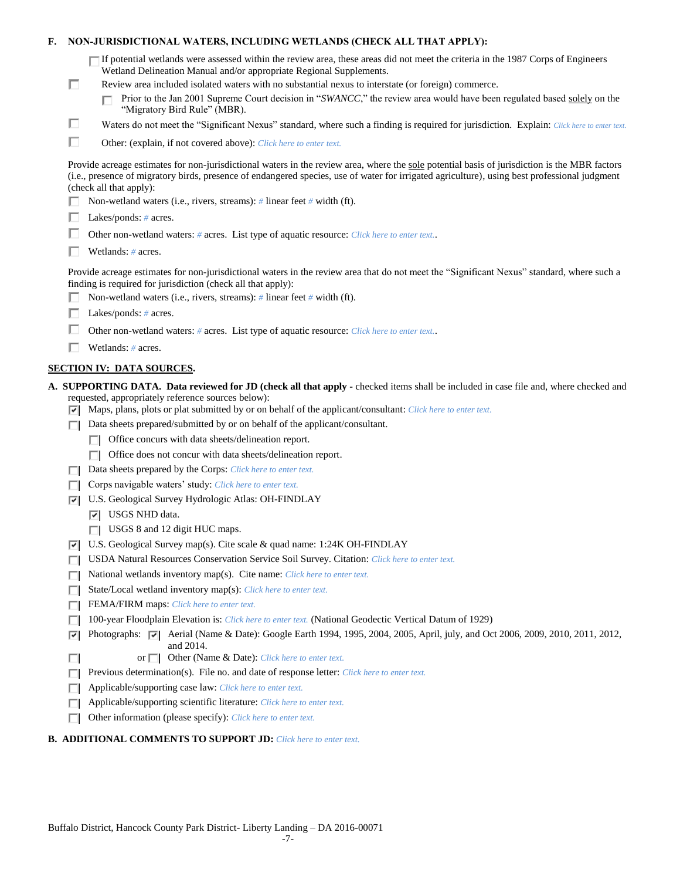**F. NON-JURISDICTIONAL WATERS, INCLUDING WETLANDS (CHECK ALL THAT APPLY):**

- [ ] If potential wetlands were assessed within the review area, these areas did not meet the criteria in the 1987 Corps of Engineers Wetland Delineation Manual and/or appropriate Regional Supplements.
- [ ] Review area included isolated waters with no substantial nexus to interstate (or foreign) commerce.
  - [ ] Prior to the Jan 2001 Supreme Court decision in "*SWANCC*," the review area would have been regulated based solely on the "Migratory Bird Rule" (MBR).
- [ ] Waters do not meet the "Significant Nexus" standard, where such a finding is required for jurisdiction. Explain: *Click here to enter text.*
- [ ] Other: (explain, if not covered above): *Click here to enter text.*

Provide acreage estimates for non-jurisdictional waters in the review area, where the sole potential basis of jurisdiction is the MBR factors (i.e., presence of migratory birds, presence of endangered species, use of water for irrigated agriculture), using best professional judgment (check all that apply):

- [ ] Non-wetland waters (i.e., rivers, streams): *#* linear feet *#* width (ft).
- [ ] Lakes/ponds: *#* acres.
- [ ] Other non-wetland waters: *#* acres. List type of aquatic resource: *Click here to enter text.*.
- [ ] Wetlands: *#* acres.

Provide acreage estimates for non-jurisdictional waters in the review area that do not meet the "Significant Nexus" standard, where such a finding is required for jurisdiction (check all that apply):

- [ ] Non-wetland waters (i.e., rivers, streams): *#* linear feet *#* width (ft).
- [ ] Lakes/ponds: *#* acres.
- [ ] Other non-wetland waters: *#* acres. List type of aquatic resource: *Click here to enter text.*.
- [ ] Wetlands: *#* acres.

## SECTION IV: DATA SOURCES.

**A. SUPPORTING DATA. Data reviewed for JD (check all that apply** - checked items shall be included in case file and, where checked and requested, appropriately reference sources below):

- [x] Maps, plans, plots or plat submitted by or on behalf of the applicant/consultant: *Click here to enter text.*
- [ ] Data sheets prepared/submitted by or on behalf of the applicant/consultant.
  - [ ] Office concurs with data sheets/delineation report.
  - [ ] Office does not concur with data sheets/delineation report.
- [ ] Data sheets prepared by the Corps: *Click here to enter text.*
- [ ] Corps navigable waters' study: *Click here to enter text.*
- [x] U.S. Geological Survey Hydrologic Atlas: OH-FINDLAY
  - [x] USGS NHD data.
  - [ ] USGS 8 and 12 digit HUC maps.
- [x] U.S. Geological Survey map(s). Cite scale & quad name: 1:24K OH-FINDLAY
- [ ] USDA Natural Resources Conservation Service Soil Survey. Citation: *Click here to enter text.*
- [ ] National wetlands inventory map(s). Cite name: *Click here to enter text.*
- [ ] State/Local wetland inventory map(s): *Click here to enter text.*
- [ ] FEMA/FIRM maps: *Click here to enter text.*
- [ ] 100-year Floodplain Elevation is: *Click here to enter text.* (National Geodectic Vertical Datum of 1929)
- [x] Photographs: [x] Aerial (Name & Date): Google Earth 1994, 1995, 2004, 2005, April, july, and Oct 2006, 2009, 2010, 2011, 2012, and 2014.
- [ ] or [ ] Other (Name & Date): *Click here to enter text.*
- [ ] Previous determination(s). File no. and date of response letter: *Click here to enter text.*
- [ ] Applicable/supporting case law: *Click here to enter text.*
- [ ] Applicable/supporting scientific literature: *Click here to enter text.*
- [ ] Other information (please specify): *Click here to enter text.*

**B. ADDITIONAL COMMENTS TO SUPPORT JD:** *Click here to enter text.*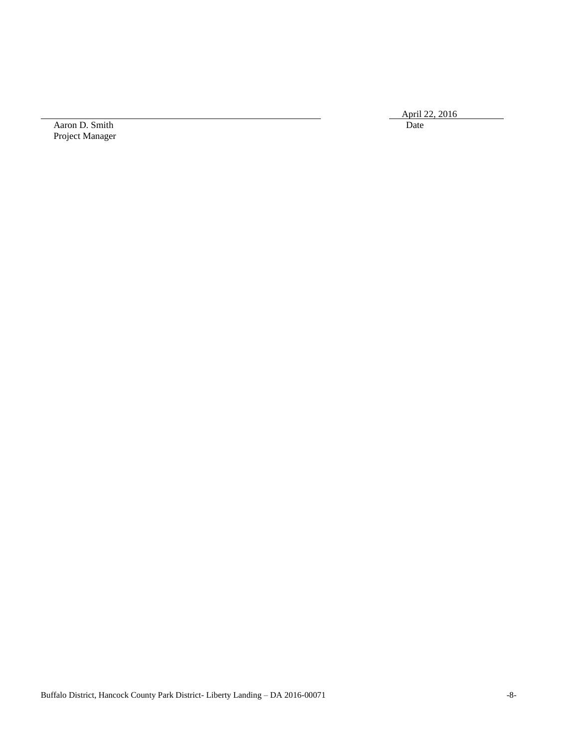\_\_\_\_\_\_\_\_\_\_\_\_\_\_\_\_\_\_\_\_\_\_\_\_\_\_\_\_\_\_\_\_\_\_\_\_\_\_\_\_\_\_\_\_\_\_\_\_

Aaron D. Smith
Project Manager

April 22, 2016
Date